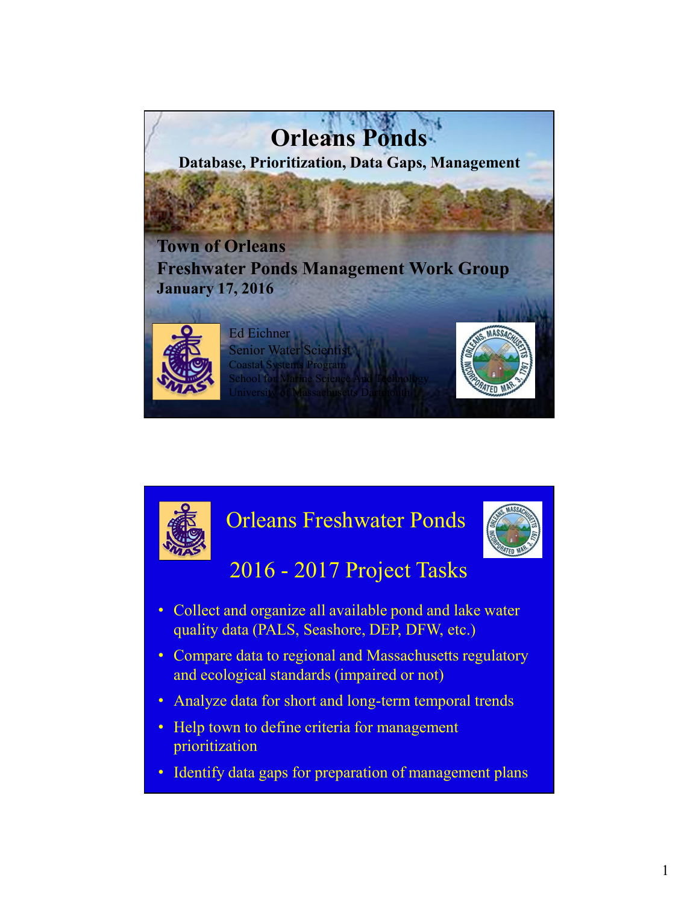# Orleans Ponds

**Database, Prioritization, Data Gaps, Management**

**Town of Orleans**
**Freshwater Ponds Management Work Group**
**January 17, 2016**

Ed Eichner
Senior Water Scientist
Coastal Systems Program
School for Marine Science And Technology
University of Massachusetts Dartmouth

## Orleans Freshwater Ponds

### 2016 - 2017 Project Tasks

- Collect and organize all available pond and lake water quality data (PALS, Seashore, DEP, DFW, etc.)
- Compare data to regional and Massachusetts regulatory and ecological standards (impaired or not)
- Analyze data for short and long-term temporal trends
- Help town to define criteria for management prioritization
- Identify data gaps for preparation of management plans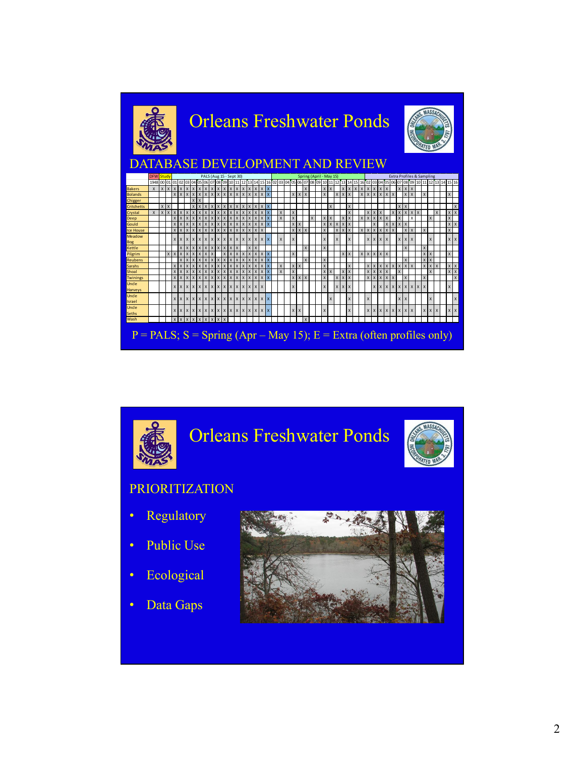# Orleans Freshwater Ponds

## DATABASE DEVELOPMENT AND REVIEW

| | DFW | Study | | PALS (Aug 15 - Sept 30) | | | | | | | | | | | | | | | | Spring (April - May 15) | | | | | | | | | | | | | | | Extra Profiles & Sampling | | | | | | | | | | | | | | |
|---|---|---|---|---|---|---|---|---|---|---|---|---|---|---|---|---|---|---|---|---|---|---|---|---|---|---|---|---|---|---|---|---|---|---|---|---|---|---|---|---|---|---|---|---|---|---|---|---|---|
| | 1948 | 00 | 01 | 01 | 02 | 03 | 04 | 05 | 06 | 07 | 08 | 09 | 10 | 11 | 12 | 13 | 14 | 15 | 16 | 02 | 03 | 04 | 05 | 06 | 07 | 08 | 09 | 10 | 11 | 12 | 13 | 14 | 15 | 16 | 02 | 03 | 04 | 05 | 06 | 07 | 08 | 09 | 10 | 11 | 12 | 13 | 14 | 15 | 16 |
| Bakers | X | X | X | X | X | X | X | X | X | X | X | X | X | X | X | X | X | X | X | | | | | | X | | | X | X | | X | X | X | X | X | X | X | X | X | | X | X | X | | | | | | |
| Bolands | | | | X | X | X | X | X | X | X | X | X | X | X | X | X | X | X | X | | | | X | X | X | | | X | | X | X | X | | | X | X | X | X | X | X | X | X | | X | | | | X | |
| Chigger | | | | | | | X | X | | | | | | | | | | | | | | | | | | | | | | | | | | | | | | | | | | | | | | | | | |
| Critchetts | | X | X | | | | X | X | X | X | X | X | X | X | X | X | X | X | X | | | | | | | | | | X | | | X | | | | | | | | X | X | | | | | | | | X |
| Crystal | X | X | X | X | X | X | X | X | X | X | X | X | X | X | X | X | X | X | X | | X | | X | | | | | | | | | X | | | X | X | X | | X | X | X | X | X | | | X | | X | X |
| Deep | | | | X | X | X | X | X | X | X | X | X | X | X | X | X | X | X | X | | X | | X | | | X | | X | X | | X | X | | X | X | X | X | X | | X | | X | | | X | | | X | |
| Gould | | | | X | X | X | X | X | X | X | X | X | X | X | X | X | X | X | X | | | | X | X | | | | X | X | X | X | X | | | | X | | X | X | X | X | | | | | | | X | X |
| Ice House | | | | X | X | X | X | X | X | X | X | X | X | X | X | X | X | X | X | | | | X | X | X | | | X | | X | X | X | | X | X | X | X | X | X | | X | X | | X | | | | X | |
| Meadow Bog | | | | X | X | X | X | X | X | X | X | X | X | X | X | X | X | X | X | | X | | X | | | | | X | | X | | X | | | X | X | X | X | | X | X | X | | | X | | | X | X |
| Kettle | | | | | X | X | X | X | X | X | X | X | X | X | X | X | X | | | | | | | | X | | | X | | | | | | | | | | | | | X | | | X | | | | | |
| Pilgrim | | | X | X | X | X | X | X | | X | X | X | X | X | X | X | X | X | X | | | | X | | | | | | | | X | X | | X | X | X | X | X | X | | | | | X | X | | | X | |
| Reubens | | | | | X | X | X | X | X | X | X | X | X | X | X | X | X | X | X | | | | | | X | | | X | | | | | | | | | | | | | X | | | X | X | | | | |
| Sarahs | | | | X | X | X | X | X | X | X | X | X | X | X | X | X | X | X | X | | X | | X | X | | | | X | | | | X | | | X | X | X | X | X | X | X | X | X | X | X | X | | X | X |
| Shoal | | | | X | X | X | X | X | X | X | X | X | X | X | X | X | X | X | X | | X | | X | | | | | X | X | | X | X | | | X | X | X | X | | X | | | | | X | | | X | X |
| Twinings | | | | X | X | X | X | X | X | X | X | X | X | X | X | X | X | X | X | | | | X | X | X | | | X | | X | X | X | | | X | X | X | X | X | | X | | | X | | | | | X |
| Uncle Harveys | | | | X | X | X | X | X | X | X | X | X | X | X | X | X | X | X | | | | | X | | | | | X | | X | X | X | | | | X | X | X | X | X | X | X | X | X | | | | X | |
| Uncle Israel | | | | X | X | X | X | X | X | X | X | X | X | X | X | X | X | X | X | | | | | | | | | | X | | | X | | | X | | | | | X | X | | | | X | | | | X |
| Uncle Seths | | | | X | X | X | X | X | X | X | X | X | X | X | X | X | X | X | X | | | | X | X | | | | X | | | | X | | | X | X | X | X | X | X | X | X | | X | X | X | | X | X |
| Wash | | | | X | X | X | X | X | X | X | X | X | | | | | | | | | | | | | X | | | | | | | | | | | | | | | | | | | | | | | | |

P = PALS; S = Spring (Apr – May 15); E = Extra (often profiles only)

# Orleans Freshwater Ponds

## PRIORITIZATION

- Regulatory
- Public Use
- Ecological
- Data Gaps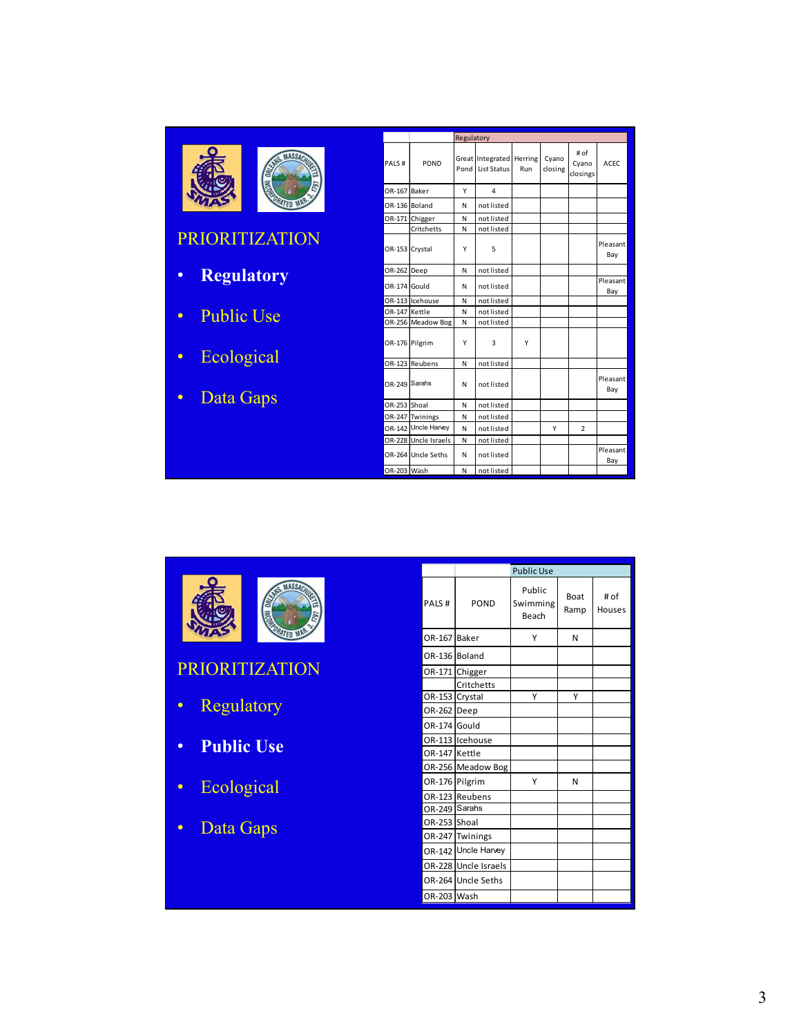## PRIORITIZATION

- **Regulatory**
- Public Use
- Ecological
- Data Gaps

| | | Regulatory | | | | | |
|---|---|---|---|---|---|---|---|
| PALS # | POND | Great Pond | Integrated List Status | Herring Run | Cyano closing | # of Cyano closings | ACEC |
| OR-167 | Baker | Y | 4 | | | | |
| OR-136 | Boland | N | not listed | | | | |
| OR-171 | Chigger | N | not listed | | | | |
| | Critchetts | N | not listed | | | | |
| OR-153 | Crystal | Y | 5 | | | | Pleasant Bay |
| OR-262 | Deep | N | not listed | | | | |
| OR-174 | Gould | N | not listed | | | | Pleasant Bay |
| OR-113 | Icehouse | N | not listed | | | | |
| OR-147 | Kettle | N | not listed | | | | |
| OR-256 | Meadow Bog | N | not listed | | | | |
| OR-176 | Pilgrim | Y | 3 | Y | | | |
| OR-123 | Reubens | N | not listed | | | | |
| OR-249 | Sarahs | N | not listed | | | | Pleasant Bay |
| OR-253 | Shoal | N | not listed | | | | |
| OR-247 | Twinings | N | not listed | | | | |
| OR-142 | Uncle Harvey | N | not listed | | Y | 2 | |
| OR-228 | Uncle Israels | N | not listed | | | | |
| OR-264 | Uncle Seths | N | not listed | | | | Pleasant Bay |
| OR-203 | Wash | N | not listed | | | | |

## PRIORITIZATION

- Regulatory
- **Public Use**
- Ecological
- Data Gaps

| | | Public Use | | |
|---|---|---|---|---|
| PALS # | POND | Public Swimming Beach | Boat Ramp | # of Houses |
| OR-167 | Baker | Y | N | |
| OR-136 | Boland | | | |
| OR-171 | Chigger | | | |
| | Critchetts | | | |
| OR-153 | Crystal | Y | Y | |
| OR-262 | Deep | | | |
| OR-174 | Gould | | | |
| OR-113 | Icehouse | | | |
| OR-147 | Kettle | | | |
| OR-256 | Meadow Bog | | | |
| OR-176 | Pilgrim | Y | N | |
| OR-123 | Reubens | | | |
| OR-249 | Sarahs | | | |
| OR-253 | Shoal | | | |
| OR-247 | Twinings | | | |
| OR-142 | Uncle Harvey | | | |
| OR-228 | Uncle Israels | | | |
| OR-264 | Uncle Seths | | | |
| OR-203 | Wash | | | |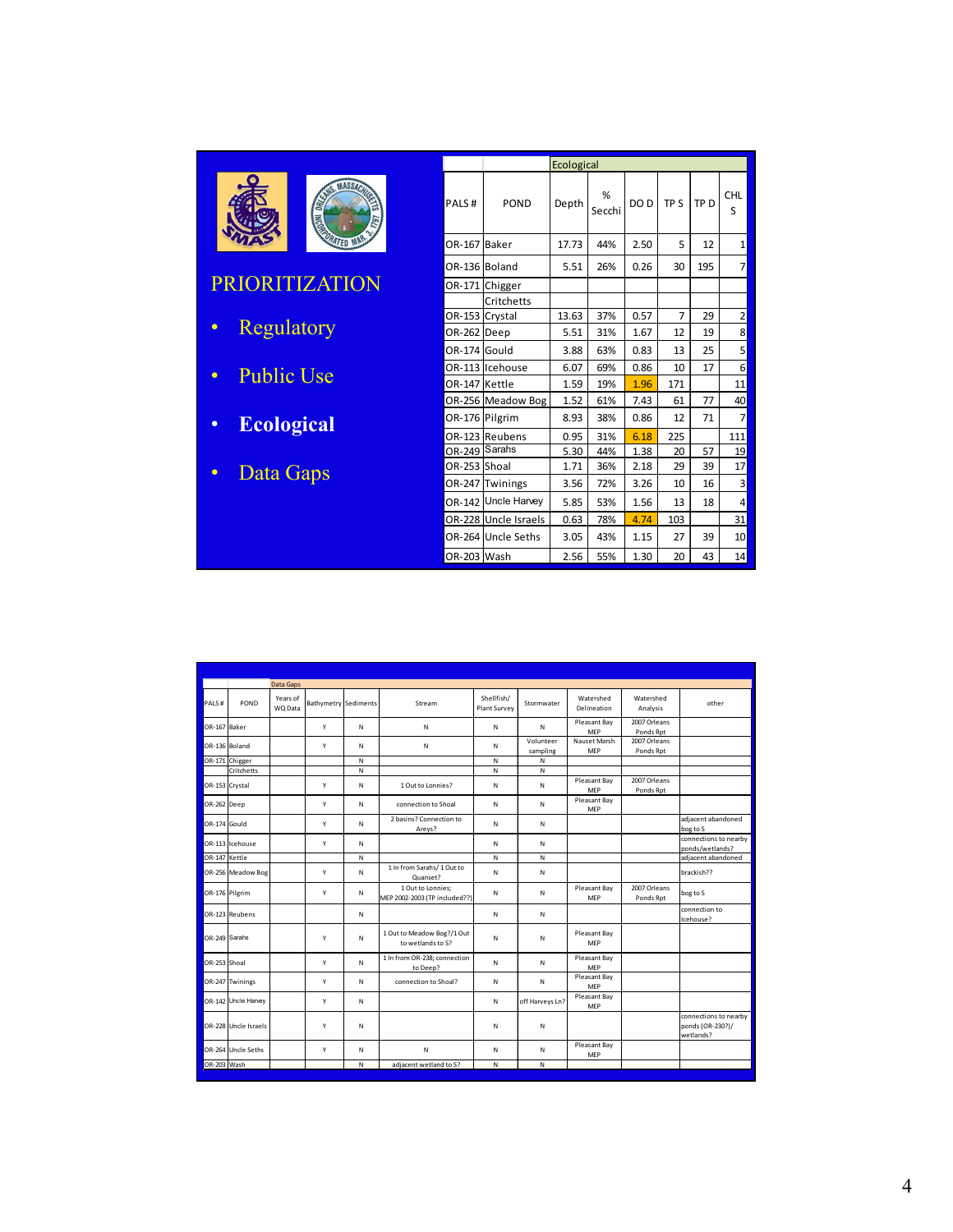# PRIORITIZATION

- Regulatory
- Public Use
- **Ecological**
- Data Gaps

| | | Ecological | | | | | | |
|---|---|---|---|---|---|---|---|---|
| PALS # | POND | Depth | % Secchi | DO D | TP S | TP D | CHL S |
| OR-167 | Baker | 17.73 | 44% | 2.50 | 5 | 12 | 1 |
| OR-136 | Boland | 5.51 | 26% | 0.26 | 30 | 195 | 7 |
| OR-171 | Chigger | | | | | | |
| | Critchetts | | | | | | |
| OR-153 | Crystal | 13.63 | 37% | 0.57 | 7 | 29 | 2 |
| OR-262 | Deep | 5.51 | 31% | 1.67 | 12 | 19 | 8 |
| OR-174 | Gould | 3.88 | 63% | 0.83 | 13 | 25 | 5 |
| OR-113 | Icehouse | 6.07 | 69% | 0.86 | 10 | 17 | 6 |
| OR-147 | Kettle | 1.59 | 19% | 1.96 | 171 | | 11 |
| OR-256 | Meadow Bog | 1.52 | 61% | 7.43 | 61 | 77 | 40 |
| OR-176 | Pilgrim | 8.93 | 38% | 0.86 | 12 | 71 | 7 |
| OR-123 | Reubens | 0.95 | 31% | 6.18 | 225 | | 111 |
| OR-249 | Sarahs | 5.30 | 44% | 1.38 | 20 | 57 | 19 |
| OR-253 | Shoal | 1.71 | 36% | 2.18 | 29 | 39 | 17 |
| OR-247 | Twinings | 3.56 | 72% | 3.26 | 10 | 16 | 3 |
| OR-142 | Uncle Harvey | 5.85 | 53% | 1.56 | 13 | 18 | 4 |
| OR-228 | Uncle Israels | 0.63 | 78% | 4.74 | 103 | | 31 |
| OR-264 | Uncle Seths | 3.05 | 43% | 1.15 | 27 | 39 | 10 |
| OR-203 | Wash | 2.56 | 55% | 1.30 | 20 | 43 | 14 |

| | | Data Gaps | | | | | | | | |
|---|---|---|---|---|---|---|---|---|---|---|
| PALS # | POND | Years of WQ Data | Bathymetry | Sediments | Stream | Shellfish/ Plant Survey | Stormwater | Watershed Delineation | Watershed Analysis | other |
| OR-167 | Baker | | Y | N | N | N | N | Pleasant Bay MEP | 2007 Orleans Ponds Rpt | |
| OR-136 | Boland | | Y | N | N | N | Volunteer sampling | Nauset Marsh MEP | 2007 Orleans Ponds Rpt | |
| OR-171 | Chigger | | | N | | N | N | | | |
| | Critchetts | | | N | | N | N | | | |
| OR-153 | Crystal | | Y | N | 1 Out to Lonnies? | N | N | Pleasant Bay MEP | 2007 Orleans Ponds Rpt | |
| OR-262 | Deep | | Y | N | connection to Shoal | N | N | Pleasant Bay MEP | | |
| OR-174 | Gould | | Y | N | 2 basins? Connection to Areys? | N | N | | | adjacent abandoned bog to S |
| OR-113 | Icehouse | | Y | N | | N | N | | | connections to nearby ponds/wetlands? |
| OR-147 | Kettle | | | N | | N | N | | | adjacent abandoned |
| OR-256 | Meadow Bog | | Y | N | 1 In from Sarahs/ 1 Out to Quanset? | N | N | | | brackish?? |
| OR-176 | Pilgrim | | Y | N | 1 Out to Lonnies; MEP 2002-2003 (TP included??) | N | N | Pleasant Bay MEP | 2007 Orleans Ponds Rpt | bog to S |
| OR-123 | Reubens | | | N | | N | N | | | connection to Icehouse? |
| OR-249 | Sarahs | | Y | N | 1 Out to Meadow Bog?/1 Out to wetlands to S? | N | N | Pleasant Bay MEP | | |
| OR-253 | Shoal | | Y | N | 1 In from OR-238; connection to Deep? | N | N | Pleasant Bay MEP | | |
| OR-247 | Twinings | | Y | N | connection to Shoal? | N | N | Pleasant Bay MEP | | |
| OR-142 | Uncle Harvey | | Y | N | | N | off Harveys Ln? | Pleasant Bay MEP | | |
| OR-228 | Uncle Israels | | Y | N | | N | N | | | connections to nearby ponds (OR-230?)/ wetlands? |
| OR-264 | Uncle Seths | | Y | N | N | N | N | Pleasant Bay MEP | | |
| OR-203 | Wash | | | N | adjacent wetland to S? | N | N | | | |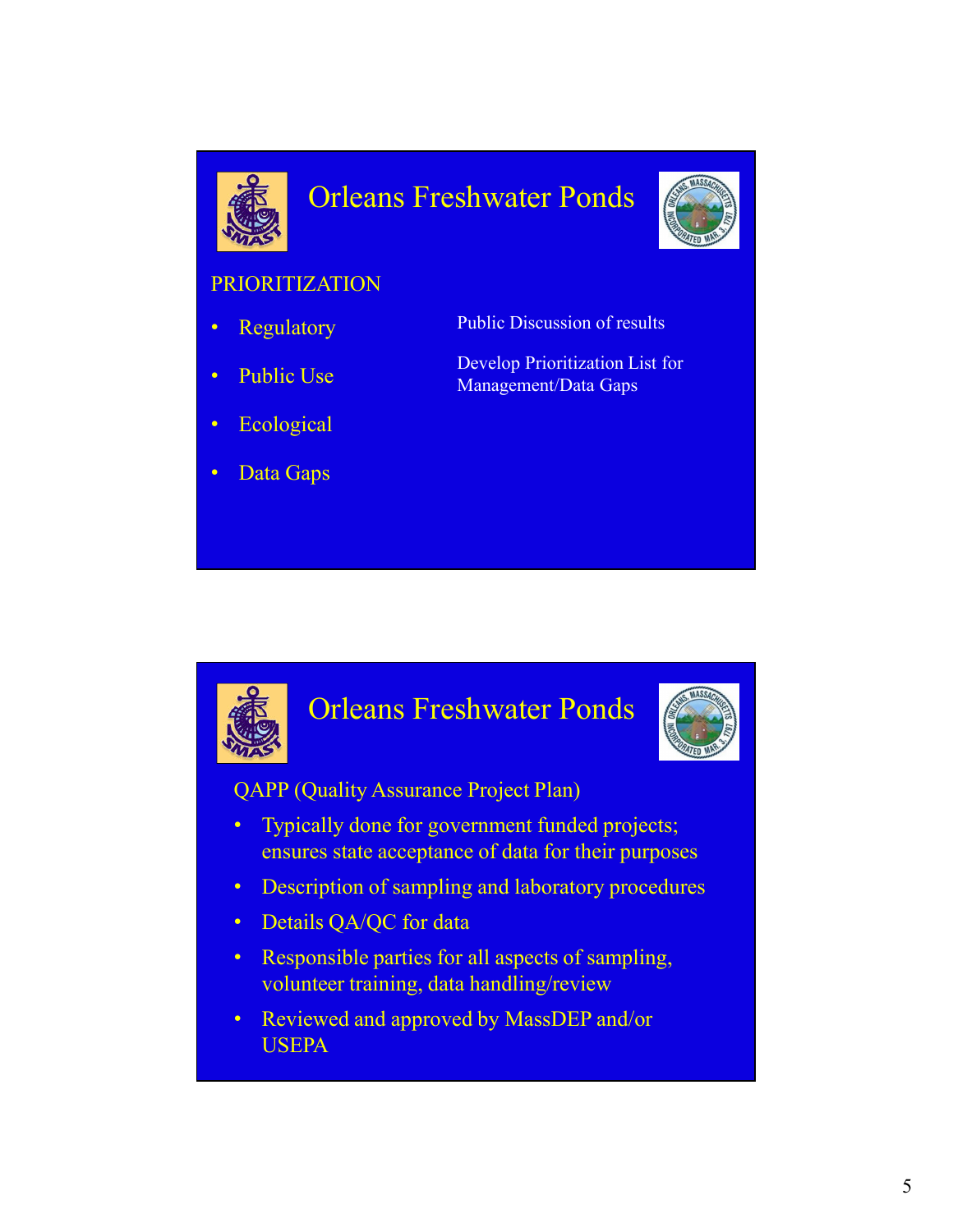# Orleans Freshwater Ponds

PRIORITIZATION

- Regulatory
- Public Use
- Ecological
- Data Gaps

Public Discussion of results

Develop Prioritization List for Management/Data Gaps

# Orleans Freshwater Ponds

QAPP (Quality Assurance Project Plan)

- Typically done for government funded projects; ensures state acceptance of data for their purposes
- Description of sampling and laboratory procedures
- Details QA/QC for data
- Responsible parties for all aspects of sampling, volunteer training, data handling/review
- Reviewed and approved by MassDEP and/or USEPA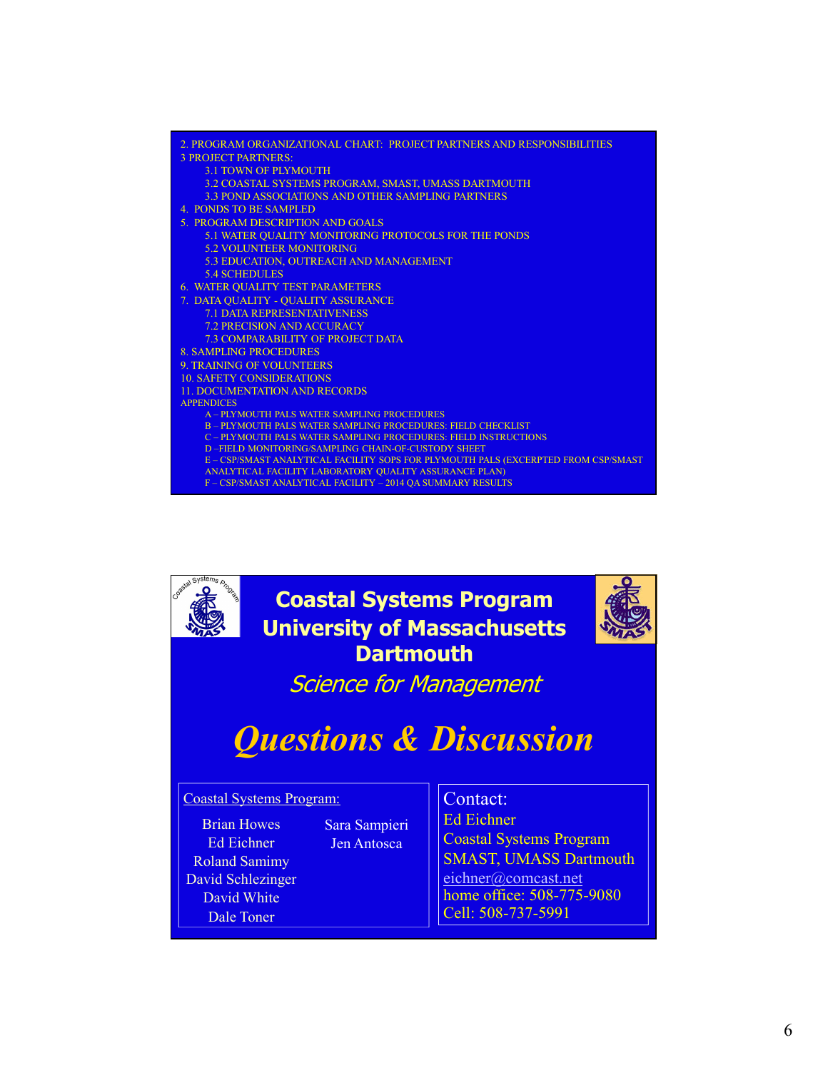2. PROGRAM ORGANIZATIONAL CHART: PROJECT PARTNERS AND RESPONSIBILITIES
3 PROJECT PARTNERS:
- 3.1 TOWN OF PLYMOUTH
- 3.2 COASTAL SYSTEMS PROGRAM, SMAST, UMASS DARTMOUTH
- 3.3 POND ASSOCIATIONS AND OTHER SAMPLING PARTNERS

4. PONDS TO BE SAMPLED
5. PROGRAM DESCRIPTION AND GOALS
- 5.1 WATER QUALITY MONITORING PROTOCOLS FOR THE PONDS
- 5.2 VOLUNTEER MONITORING
- 5.3 EDUCATION, OUTREACH AND MANAGEMENT
- 5.4 SCHEDULES

6. WATER QUALITY TEST PARAMETERS
7. DATA QUALITY - QUALITY ASSURANCE
- 7.1 DATA REPRESENTATIVENESS
- 7.2 PRECISION AND ACCURACY
- 7.3 COMPARABILITY OF PROJECT DATA

8. SAMPLING PROCEDURES
9. TRAINING OF VOLUNTEERS
10. SAFETY CONSIDERATIONS
11. DOCUMENTATION AND RECORDS
APPENDICES
- A – PLYMOUTH PALS WATER SAMPLING PROCEDURES
- B – PLYMOUTH PALS WATER SAMPLING PROCEDURES: FIELD CHECKLIST
- C – PLYMOUTH PALS WATER SAMPLING PROCEDURES: FIELD INSTRUCTIONS
- D –FIELD MONITORING/SAMPLING CHAIN-OF-CUSTODY SHEET
- E – CSP/SMAST ANALYTICAL FACILITY SOPS FOR PLYMOUTH PALS (EXCERPTED FROM CSP/SMAST ANALYTICAL FACILITY LABORATORY QUALITY ASSURANCE PLAN)
- F – CSP/SMAST ANALYTICAL FACILITY – 2014 QA SUMMARY RESULTS

# Coastal Systems Program University of Massachusetts Dartmouth

*Science for Management*

## ***Questions & Discussion***

Coastal Systems Program:

Brian Howes
Ed Eichner
Roland Samimy
David Schlezinger
David White
Dale Toner
Sara Sampieri
Jen Antosca

Contact:
Ed Eichner
Coastal Systems Program
SMAST, UMASS Dartmouth
eichner@comcast.net
home office: 508-775-9080
Cell: 508-737-5991